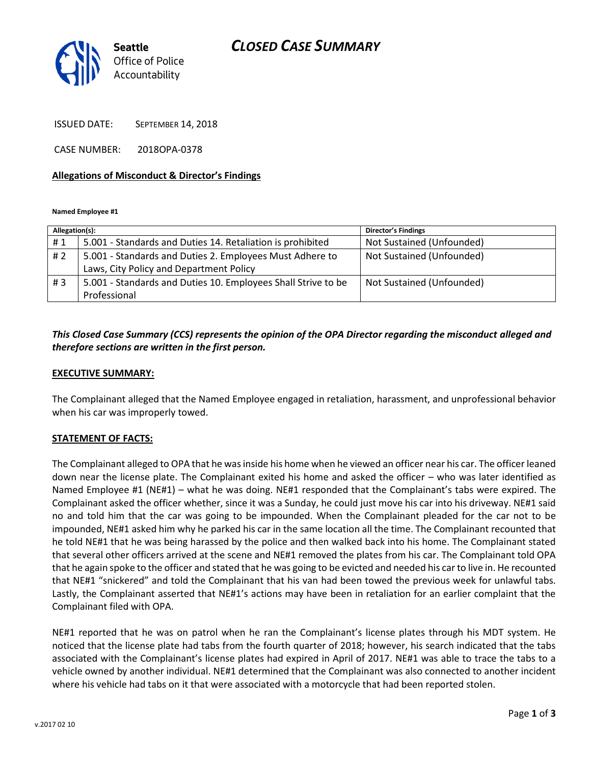# CLOSED CASE SUMMARY

Seattle Office of Police Accountability

ISSUED DATE: SEPTEMBER 14, 2018

CASE NUMBER: 2018OPA-0378

**Allegations of Misconduct & Director's Findings**

**Named Employee #1**

| Allegation(s): | | Director's Findings |
|---|---|---|
| # 1 | 5.001 - Standards and Duties 14. Retaliation is prohibited | Not Sustained (Unfounded) |
| # 2 | 5.001 - Standards and Duties 2. Employees Must Adhere to Laws, City Policy and Department Policy | Not Sustained (Unfounded) |
| # 3 | 5.001 - Standards and Duties 10. Employees Shall Strive to be Professional | Not Sustained (Unfounded) |

***This Closed Case Summary (CCS) represents the opinion of the OPA Director regarding the misconduct alleged and therefore sections are written in the first person.***

**EXECUTIVE SUMMARY:**

The Complainant alleged that the Named Employee engaged in retaliation, harassment, and unprofessional behavior when his car was improperly towed.

**STATEMENT OF FACTS:**

The Complainant alleged to OPA that he was inside his home when he viewed an officer near his car. The officer leaned down near the license plate. The Complainant exited his home and asked the officer – who was later identified as Named Employee #1 (NE#1) – what he was doing. NE#1 responded that the Complainant's tabs were expired. The Complainant asked the officer whether, since it was a Sunday, he could just move his car into his driveway. NE#1 said no and told him that the car was going to be impounded. When the Complainant pleaded for the car not to be impounded, NE#1 asked him why he parked his car in the same location all the time. The Complainant recounted that he told NE#1 that he was being harassed by the police and then walked back into his home. The Complainant stated that several other officers arrived at the scene and NE#1 removed the plates from his car. The Complainant told OPA that he again spoke to the officer and stated that he was going to be evicted and needed his car to live in. He recounted that NE#1 "snickered" and told the Complainant that his van had been towed the previous week for unlawful tabs. Lastly, the Complainant asserted that NE#1's actions may have been in retaliation for an earlier complaint that the Complainant filed with OPA.

NE#1 reported that he was on patrol when he ran the Complainant's license plates through his MDT system. He noticed that the license plate had tabs from the fourth quarter of 2018; however, his search indicated that the tabs associated with the Complainant's license plates had expired in April of 2017. NE#1 was able to trace the tabs to a vehicle owned by another individual. NE#1 determined that the Complainant was also connected to another incident where his vehicle had tabs on it that were associated with a motorcycle that had been reported stolen.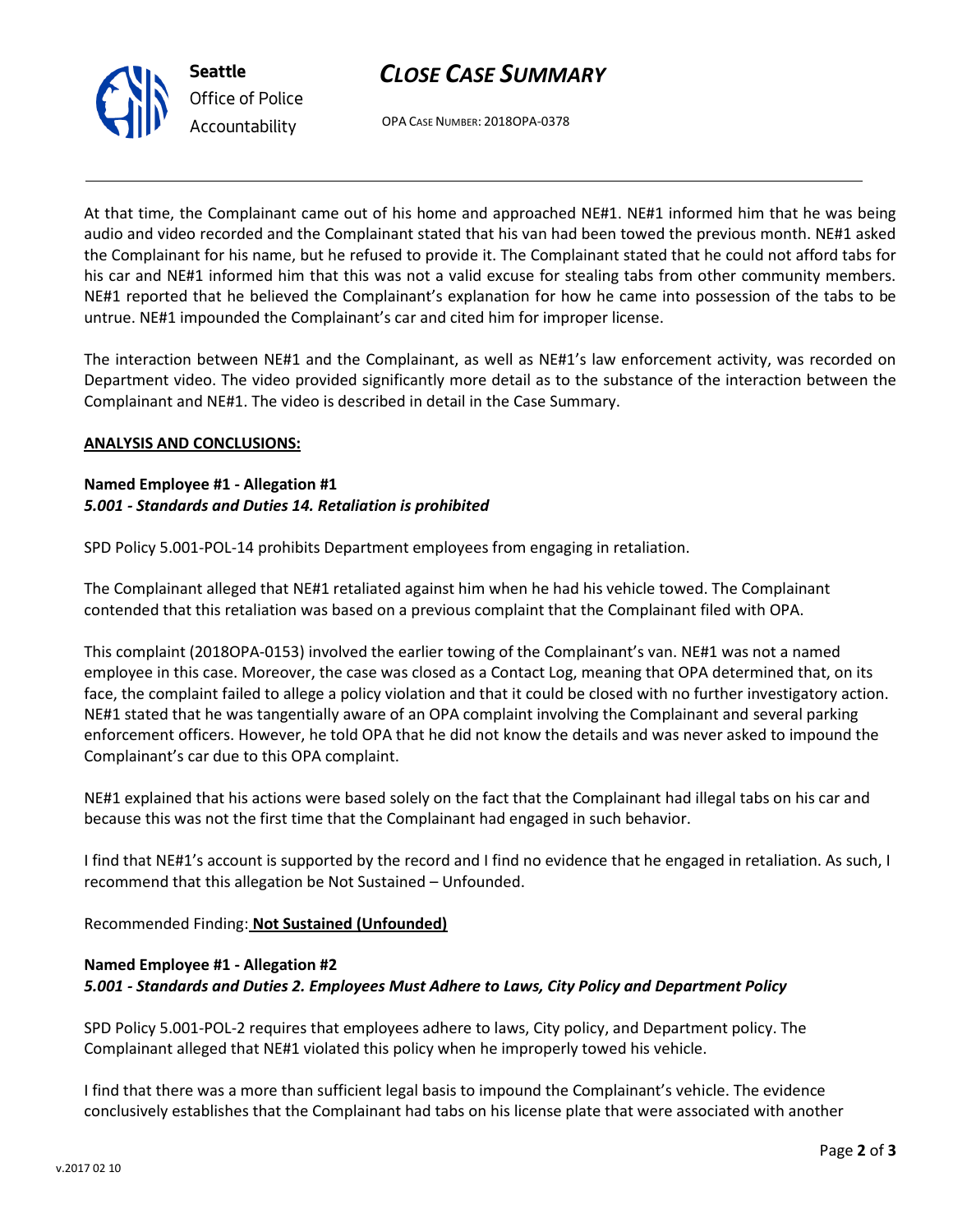At that time, the Complainant came out of his home and approached NE#1. NE#1 informed him that he was being audio and video recorded and the Complainant stated that his van had been towed the previous month. NE#1 asked the Complainant for his name, but he refused to provide it. The Complainant stated that he could not afford tabs for his car and NE#1 informed him that this was not a valid excuse for stealing tabs from other community members. NE#1 reported that he believed the Complainant's explanation for how he came into possession of the tabs to be untrue. NE#1 impounded the Complainant's car and cited him for improper license.

The interaction between NE#1 and the Complainant, as well as NE#1's law enforcement activity, was recorded on Department video. The video provided significantly more detail as to the substance of the interaction between the Complainant and NE#1. The video is described in detail in the Case Summary.

**ANALYSIS AND CONCLUSIONS:**

**Named Employee #1 - Allegation #1**
***5.001 - Standards and Duties 14. Retaliation is prohibited***

SPD Policy 5.001-POL-14 prohibits Department employees from engaging in retaliation.

The Complainant alleged that NE#1 retaliated against him when he had his vehicle towed. The Complainant contended that this retaliation was based on a previous complaint that the Complainant filed with OPA.

This complaint (2018OPA-0153) involved the earlier towing of the Complainant's van. NE#1 was not a named employee in this case. Moreover, the case was closed as a Contact Log, meaning that OPA determined that, on its face, the complaint failed to allege a policy violation and that it could be closed with no further investigatory action. NE#1 stated that he was tangentially aware of an OPA complaint involving the Complainant and several parking enforcement officers. However, he told OPA that he did not know the details and was never asked to impound the Complainant's car due to this OPA complaint.

NE#1 explained that his actions were based solely on the fact that the Complainant had illegal tabs on his car and because this was not the first time that the Complainant had engaged in such behavior.

I find that NE#1's account is supported by the record and I find no evidence that he engaged in retaliation. As such, I recommend that this allegation be Not Sustained – Unfounded.

Recommended Finding: **Not Sustained (Unfounded)**

**Named Employee #1 - Allegation #2**
***5.001 - Standards and Duties 2. Employees Must Adhere to Laws, City Policy and Department Policy***

SPD Policy 5.001-POL-2 requires that employees adhere to laws, City policy, and Department policy. The Complainant alleged that NE#1 violated this policy when he improperly towed his vehicle.

I find that there was a more than sufficient legal basis to impound the Complainant's vehicle. The evidence conclusively establishes that the Complainant had tabs on his license plate that were associated with another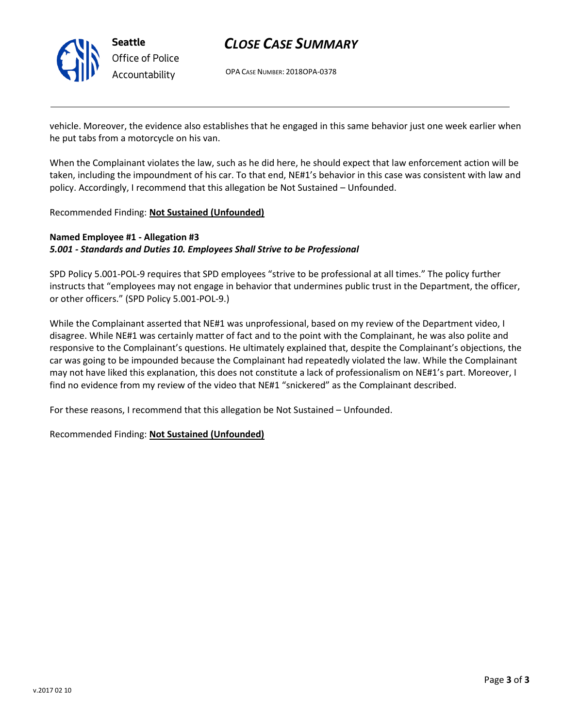vehicle. Moreover, the evidence also establishes that he engaged in this same behavior just one week earlier when he put tabs from a motorcycle on his van.

When the Complainant violates the law, such as he did here, he should expect that law enforcement action will be taken, including the impoundment of his car. To that end, NE#1's behavior in this case was consistent with law and policy. Accordingly, I recommend that this allegation be Not Sustained – Unfounded.

Recommended Finding: **Not Sustained (Unfounded)**

**Named Employee #1 - Allegation #3**
***5.001 - Standards and Duties 10. Employees Shall Strive to be Professional***

SPD Policy 5.001-POL-9 requires that SPD employees "strive to be professional at all times." The policy further instructs that "employees may not engage in behavior that undermines public trust in the Department, the officer, or other officers." (SPD Policy 5.001-POL-9.)

While the Complainant asserted that NE#1 was unprofessional, based on my review of the Department video, I disagree. While NE#1 was certainly matter of fact and to the point with the Complainant, he was also polite and responsive to the Complainant's questions. He ultimately explained that, despite the Complainant's objections, the car was going to be impounded because the Complainant had repeatedly violated the law. While the Complainant may not have liked this explanation, this does not constitute a lack of professionalism on NE#1's part. Moreover, I find no evidence from my review of the video that NE#1 "snickered" as the Complainant described.

For these reasons, I recommend that this allegation be Not Sustained – Unfounded.

Recommended Finding: **Not Sustained (Unfounded)**